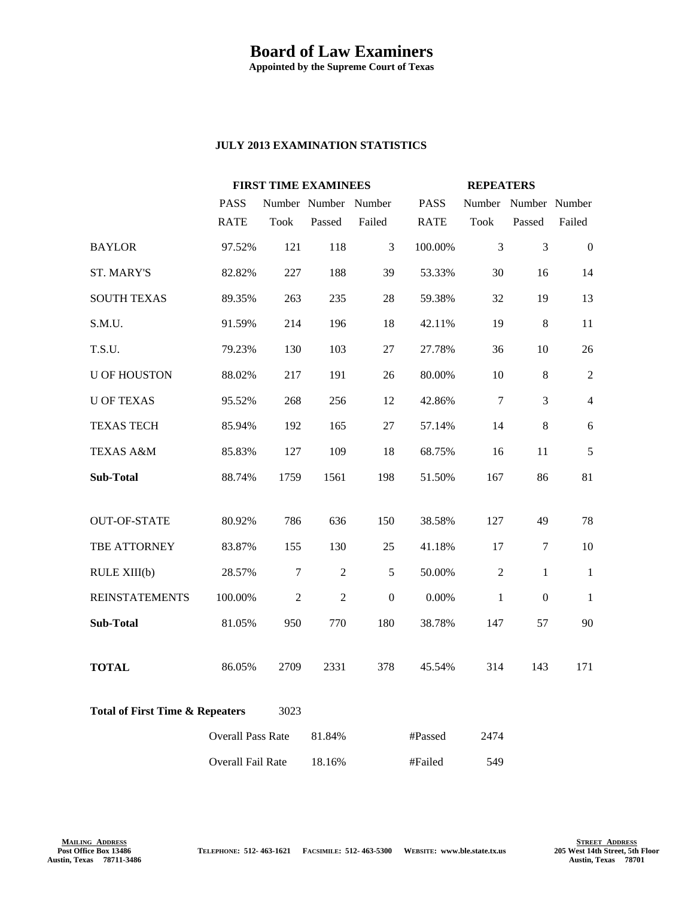# Board of Law Examiners

**Appointed by the Supreme Court of Texas**

**JULY 2013 EXAMINATION STATISTICS**

| | FIRST TIME EXAMINEES | | | | REPEATERS | | | |
|---|---|---|---|---|---|---|---|---|
| | PASS RATE | Number Took | Number Passed | Number Failed | PASS RATE | Number Took | Number Passed | Number Failed |
| BAYLOR | 97.52% | 121 | 118 | 3 | 100.00% | 3 | 3 | 0 |
| ST. MARY'S | 82.82% | 227 | 188 | 39 | 53.33% | 30 | 16 | 14 |
| SOUTH TEXAS | 89.35% | 263 | 235 | 28 | 59.38% | 32 | 19 | 13 |
| S.M.U. | 91.59% | 214 | 196 | 18 | 42.11% | 19 | 8 | 11 |
| T.S.U. | 79.23% | 130 | 103 | 27 | 27.78% | 36 | 10 | 26 |
| U OF HOUSTON | 88.02% | 217 | 191 | 26 | 80.00% | 10 | 8 | 2 |
| U OF TEXAS | 95.52% | 268 | 256 | 12 | 42.86% | 7 | 3 | 4 |
| TEXAS TECH | 85.94% | 192 | 165 | 27 | 57.14% | 14 | 8 | 6 |
| TEXAS A&M | 85.83% | 127 | 109 | 18 | 68.75% | 16 | 11 | 5 |
| **Sub-Total** | 88.74% | 1759 | 1561 | 198 | 51.50% | 167 | 86 | 81 |
| OUT-OF-STATE | 80.92% | 786 | 636 | 150 | 38.58% | 127 | 49 | 78 |
| TBE ATTORNEY | 83.87% | 155 | 130 | 25 | 41.18% | 17 | 7 | 10 |
| RULE XIII(b) | 28.57% | 7 | 2 | 5 | 50.00% | 2 | 1 | 1 |
| REINSTATEMENTS | 100.00% | 2 | 2 | 0 | 0.00% | 1 | 0 | 1 |
| **Sub-Total** | 81.05% | 950 | 770 | 180 | 38.78% | 147 | 57 | 90 |
| **TOTAL** | 86.05% | 2709 | 2331 | 378 | 45.54% | 314 | 143 | 171 |

**Total of First Time & Repeaters** 3023

| | | | |
|---|---|---|---|
| Overall Pass Rate | 81.84% | #Passed | 2474 |
| Overall Fail Rate | 18.16% | #Failed | 549 |

**MAILING ADDRESS**
Post Office Box 13486
Austin, Texas 78711-3486

TELEPHONE: 512- 463-1621 FACSIMILE: 512- 463-5300 WEBSITE: www.ble.state.tx.us

**STREET ADDRESS**
205 West 14th Street, 5th Floor
Austin, Texas 78701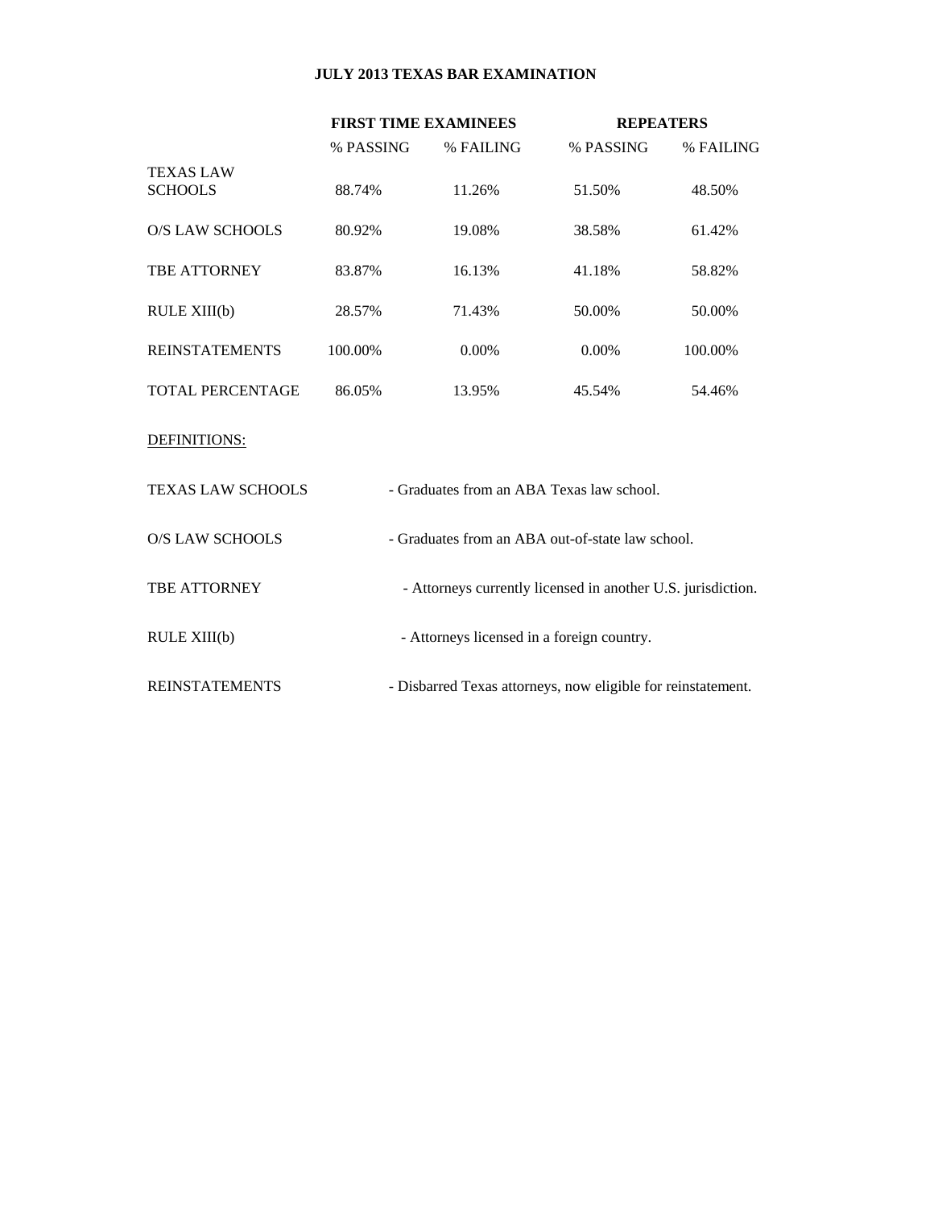## JULY 2013 TEXAS BAR EXAMINATION

| | FIRST TIME EXAMINEES | | REPEATERS | |
|---|---|---|---|---|
| | % PASSING | % FAILING | % PASSING | % FAILING |
| TEXAS LAW SCHOOLS | 88.74% | 11.26% | 51.50% | 48.50% |
| O/S LAW SCHOOLS | 80.92% | 19.08% | 38.58% | 61.42% |
| TBE ATTORNEY | 83.87% | 16.13% | 41.18% | 58.82% |
| RULE XIII(b) | 28.57% | 71.43% | 50.00% | 50.00% |
| REINSTATEMENTS | 100.00% | 0.00% | 0.00% | 100.00% |
| TOTAL PERCENTAGE | 86.05% | 13.95% | 45.54% | 54.46% |

DEFINITIONS:

TEXAS LAW SCHOOLS - Graduates from an ABA Texas law school.

O/S LAW SCHOOLS - Graduates from an ABA out-of-state law school.

TBE ATTORNEY - Attorneys currently licensed in another U.S. jurisdiction.

RULE XIII(b) - Attorneys licensed in a foreign country.

REINSTATEMENTS - Disbarred Texas attorneys, now eligible for reinstatement.